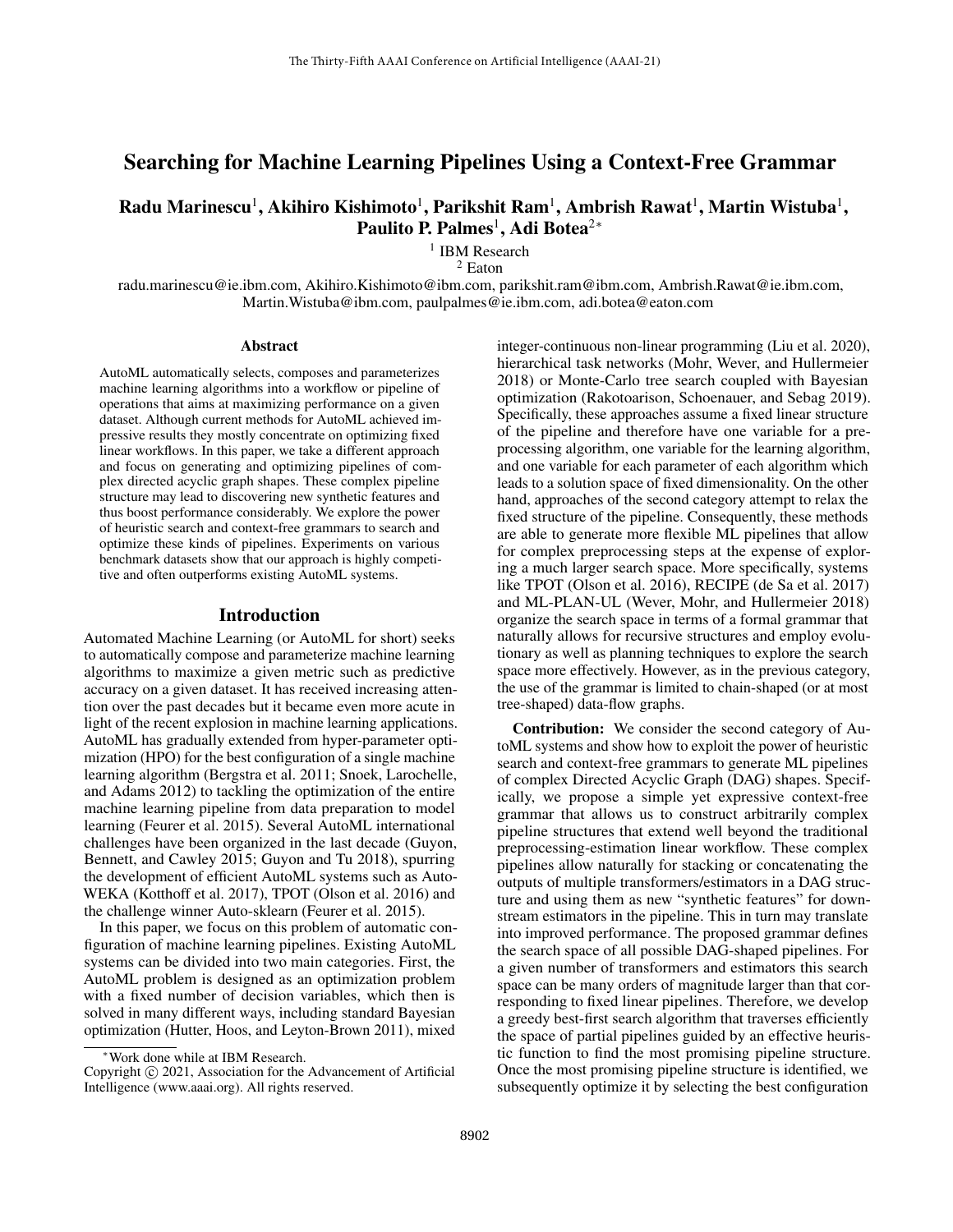# Searching for Machine Learning Pipelines Using a Context-Free Grammar

**Radu Marinescu[1], Akihiro Kishimoto[1], Parikshit Ram[1], Ambrish Rawat[1], Martin Wistuba[1], Paulito P. Palmes[1], Adi Botea[2]***

[1] IBM Research
[2] Eaton

radu.marinescu@ie.ibm.com, Akihiro.Kishimoto@ibm.com, parikshit.ram@ibm.com, Ambrish.Rawat@ie.ibm.com, Martin.Wistuba@ibm.com, paulpalmes@ie.ibm.com, adi.botea@eaton.com

## Abstract

AutoML automatically selects, composes and parameterizes machine learning algorithms into a workflow or pipeline of operations that aims at maximizing performance on a given dataset. Although current methods for AutoML achieved impressive results they mostly concentrate on optimizing fixed linear workflows. In this paper, we take a different approach and focus on generating and optimizing pipelines of complex directed acyclic graph shapes. These complex pipeline structure may lead to discovering new synthetic features and thus boost performance considerably. We explore the power of heuristic search and context-free grammars to search and optimize these kinds of pipelines. Experiments on various benchmark datasets show that our approach is highly competitive and often outperforms existing AutoML systems.

## Introduction

Automated Machine Learning (or AutoML for short) seeks to automatically compose and parameterize machine learning algorithms to maximize a given metric such as predictive accuracy on a given dataset. It has received increasing attention over the past decades but it became even more acute in light of the recent explosion in machine learning applications. AutoML has gradually extended from hyper-parameter optimization (HPO) for the best configuration of a single machine learning algorithm (Bergstra et al. 2011; Snoek, Larochelle, and Adams 2012) to tackling the optimization of the entire machine learning pipeline from data preparation to model learning (Feurer et al. 2015). Several AutoML international challenges have been organized in the last decade (Guyon, Bennett, and Cawley 2015; Guyon and Tu 2018), spurring the development of efficient AutoML systems such as Auto-WEKA (Kotthoff et al. 2017), TPOT (Olson et al. 2016) and the challenge winner Auto-sklearn (Feurer et al. 2015).

In this paper, we focus on this problem of automatic configuration of machine learning pipelines. Existing AutoML systems can be divided into two main categories. First, the AutoML problem is designed as an optimization problem with a fixed number of decision variables, which then is solved in many different ways, including standard Bayesian optimization (Hutter, Hoos, and Leyton-Brown 2011), mixed integer-continuous non-linear programming (Liu et al. 2020), hierarchical task networks (Mohr, Wever, and Hullermeier 2018) or Monte-Carlo tree search coupled with Bayesian optimization (Rakotoarison, Schoenauer, and Sebag 2019). Specifically, these approaches assume a fixed linear structure of the pipeline and therefore have one variable for a preprocessing algorithm, one variable for the learning algorithm, and one variable for each parameter of each algorithm which leads to a solution space of fixed dimensionality. On the other hand, approaches of the second category attempt to relax the fixed structure of the pipeline. Consequently, these methods are able to generate more flexible ML pipelines that allow for complex preprocessing steps at the expense of exploring a much larger search space. More specifically, systems like TPOT (Olson et al. 2016), RECIPE (de Sa et al. 2017) and ML-PLAN-UL (Wever, Mohr, and Hullermeier 2018) organize the search space in terms of a formal grammar that naturally allows for recursive structures and employ evolutionary as well as planning techniques to explore the search space more effectively. However, as in the previous category, the use of the grammar is limited to chain-shaped (or at most tree-shaped) data-flow graphs.

**Contribution:** We consider the second category of AutoML systems and show how to exploit the power of heuristic search and context-free grammars to generate ML pipelines of complex Directed Acyclic Graph (DAG) shapes. Specifically, we propose a simple yet expressive context-free grammar that allows us to construct arbitrarily complex pipeline structures that extend well beyond the traditional preprocessing-estimation linear workflow. These complex pipelines allow naturally for stacking or concatenating the outputs of multiple transformers/estimators in a DAG structure and using them as new "synthetic features" for downstream estimators in the pipeline. This in turn may translate into improved performance. The proposed grammar defines the search space of all possible DAG-shaped pipelines. For a given number of transformers and estimators this search space can be many orders of magnitude larger than that corresponding to fixed linear pipelines. Therefore, we develop a greedy best-first search algorithm that traverses efficiently the space of partial pipelines guided by an effective heuristic function to find the most promising pipeline structure. Once the most promising pipeline structure is identified, we subsequently optimize it by selecting the best configuration

*Work done while at IBM Research.

Copyright © 2021, Association for the Advancement of Artificial Intelligence (www.aaai.org). All rights reserved.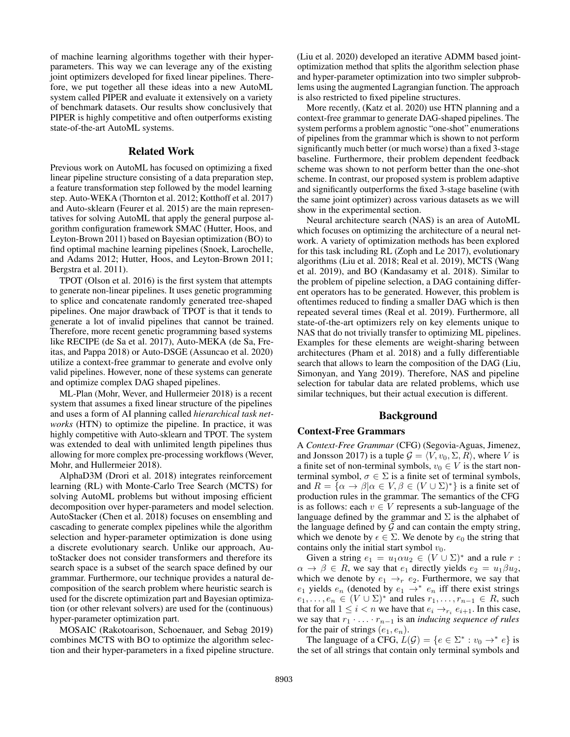of machine learning algorithms together with their hyper-parameters. This way we can leverage any of the existing joint optimizers developed for fixed linear pipelines. Therefore, we put together all these ideas into a new AutoML system called PIPER and evaluate it extensively on a variety of benchmark datasets. Our results show conclusively that PIPER is highly competitive and often outperforms existing state-of-the-art AutoML systems.

## Related Work

Previous work on AutoML has focused on optimizing a fixed linear pipeline structure consisting of a data preparation step, a feature transformation step followed by the model learning step. Auto-WEKA (Thornton et al. 2012; Kotthoff et al. 2017) and Auto-sklearn (Feurer et al. 2015) are the main representatives for solving AutoML that apply the general purpose algorithm configuration framework SMAC (Hutter, Hoos, and Leyton-Brown 2011) based on Bayesian optimization (BO) to find optimal machine learning pipelines (Snoek, Larochelle, and Adams 2012; Hutter, Hoos, and Leyton-Brown 2011; Bergstra et al. 2011).

TPOT (Olson et al. 2016) is the first system that attempts to generate non-linear pipelines. It uses genetic programming to splice and concatenate randomly generated tree-shaped pipelines. One major drawback of TPOT is that it tends to generate a lot of invalid pipelines that cannot be trained. Therefore, more recent genetic programming based systems like RECIPE (de Sa et al. 2017), Auto-MEKA (de Sa, Freitas, and Pappa 2018) or Auto-DSGE (Assuncao et al. 2020) utilize a context-free grammar to generate and evolve only valid pipelines. However, none of these systems can generate and optimize complex DAG shaped pipelines.

ML-Plan (Mohr, Wever, and Hullermeier 2018) is a recent system that assumes a fixed linear structure of the pipelines and uses a form of AI planning called *hierarchical task networks* (HTN) to optimize the pipeline. In practice, it was highly competitive with Auto-sklearn and TPOT. The system was extended to deal with unlimited length pipelines thus allowing for more complex pre-processing workflows (Wever, Mohr, and Hullermeier 2018).

AlphaD3M (Drori et al. 2018) integrates reinforcement learning (RL) with Monte-Carlo Tree Search (MCTS) for solving AutoML problems but without imposing efficient decomposition over hyper-parameters and model selection. AutoStacker (Chen et al. 2018) focuses on ensembling and cascading to generate complex pipelines while the algorithm selection and hyper-parameter optimization is done using a discrete evolutionary search. Unlike our approach, AutoStacker does not consider transformers and therefore its search space is a subset of the search space defined by our grammar. Furthermore, our technique provides a natural decomposition of the search problem where heuristic search is used for the discrete optimization part and Bayesian optimization (or other relevant solvers) are used for the (continuous) hyper-parameter optimization part.

MOSAIC (Rakotoarison, Schoenauer, and Sebag 2019) combines MCTS with BO to optimize the algorithm selection and their hyper-parameters in a fixed pipeline structure. (Liu et al. 2020) developed an iterative ADMM based joint-optimization method that splits the algorithm selection phase and hyper-parameter optimization into two simpler subproblems using the augmented Lagrangian function. The approach is also restricted to fixed pipeline structures.

More recently, (Katz et al. 2020) use HTN planning and a context-free grammar to generate DAG-shaped pipelines. The system performs a problem agnostic "one-shot" enumerations of pipelines from the grammar which is shown to not perform significantly much better (or much worse) than a fixed 3-stage baseline. Furthermore, their problem dependent feedback scheme was shown to not perform better than the one-shot scheme. In contrast, our proposed system is problem adaptive and significantly outperforms the fixed 3-stage baseline (with the same joint optimizer) across various datasets as we will show in the experimental section.

Neural architecture search (NAS) is an area of AutoML which focuses on optimizing the architecture of a neural network. A variety of optimization methods has been explored for this task including RL (Zoph and Le 2017), evolutionary algorithms (Liu et al. 2018; Real et al. 2019), MCTS (Wang et al. 2019), and BO (Kandasamy et al. 2018). Similar to the problem of pipeline selection, a DAG containing different operators has to be generated. However, this problem is oftentimes reduced to finding a smaller DAG which is then repeated several times (Real et al. 2019). Furthermore, all state-of-the-art optimizers rely on key elements unique to NAS that do not trivially transfer to optimizing ML pipelines. Examples for these elements are weight-sharing between architectures (Pham et al. 2018) and a fully differentiable search that allows to learn the composition of the DAG (Liu, Simonyan, and Yang 2019). Therefore, NAS and pipeline selection for tabular data are related problems, which use similar techniques, but their actual execution is different.

## Background

### Context-Free Grammars

A *Context-Free Grammar* (CFG) (Segovia-Aguas, Jimenez, and Jonsson 2017) is a tuple $\mathcal{G} = \langle V, v_0, \Sigma, R \rangle$, where $V$ is a finite set of non-terminal symbols, $v_0 \in V$ is the start non-terminal symbol, $\sigma \in \Sigma$ is a finite set of terminal symbols, and $R = \{\alpha \rightarrow \beta | \alpha \in V, \beta \in (V \cup \Sigma)^*\}$ is a finite set of production rules in the grammar. The semantics of the CFG is as follows: each $v \in V$ represents a sub-language of the language defined by the grammar and $\Sigma$ is the alphabet of the language defined by $\mathcal{G}$ and can contain the empty string, which we denote by $\epsilon \in \Sigma$. We denote by $e_0$ the string that contains only the initial start symbol $v_0$.

Given a string $e_1 = u_1 \alpha u_2 \in (V \cup \Sigma)^*$ and a rule $r : \alpha \rightarrow \beta \in R$, we say that $e_1$ directly yields $e_2 = u_1 \beta u_2$, which we denote by $e_1 \rightarrow_r e_2$. Furthermore, we say that $e_1$ yields $e_n$ (denoted by $e_1 \rightarrow^* e_n$ iff there exist strings $e_1, \ldots, e_n \in (V \cup \Sigma)^*$ and rules $r_1, \ldots, r_{n-1} \in R$, such that for all $1 \leq i < n$ we have that $e_i \rightarrow_{r_i} e_{i+1}$. In this case, we say that $r_1 \cdot \ldots \cdot r_{n-1}$ is an *inducing sequence of rules* for the pair of strings $(e_1, e_n)$.

The language of a CFG, $L(\mathcal{G}) = \{e \in \Sigma^* : v_0 \rightarrow^* e\}$ is the set of all strings that contain only terminal symbols and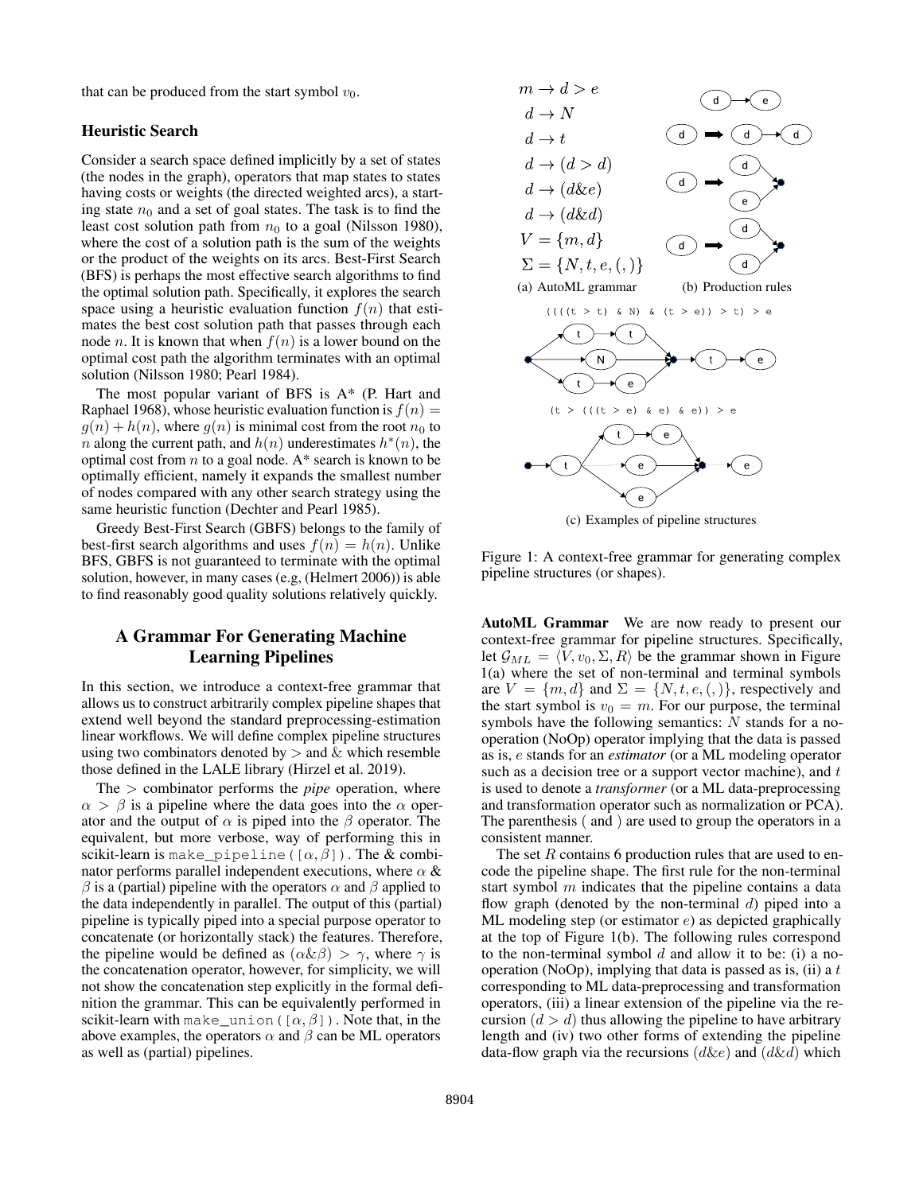that can be produced from the start symbol $v_0$.

### Heuristic Search

Consider a search space defined implicitly by a set of states (the nodes in the graph), operators that map states to states having costs or weights (the directed weighted arcs), a starting state $n_0$ and a set of goal states. The task is to find the least cost solution path from $n_0$ to a goal (Nilsson 1980), where the cost of a solution path is the sum of the weights or the product of the weights on its arcs. Best-First Search (BFS) is perhaps the most effective search algorithms to find the optimal solution path. Specifically, it explores the search space using a heuristic evaluation function $f(n)$ that estimates the best cost solution path that passes through each node $n$. It is known that when $f(n)$ is a lower bound on the optimal cost path the algorithm terminates with an optimal solution (Nilsson 1980; Pearl 1984).

The most popular variant of BFS is A* (P. Hart and Raphael 1968), whose heuristic evaluation function is $f(n) = g(n) + h(n)$, where $g(n)$ is minimal cost from the root $n_0$ to $n$ along the current path, and $h(n)$ underestimates $h^*(n)$, the optimal cost from $n$ to a goal node. A* search is known to be optimally efficient, namely it expands the smallest number of nodes compared with any other search strategy using the same heuristic function (Dechter and Pearl 1985).

Greedy Best-First Search (GBFS) belongs to the family of best-first search algorithms and uses $f(n) = h(n)$. Unlike BFS, GBFS is not guaranteed to terminate with the optimal solution, however, in many cases (e.g, (Helmert 2006)) is able to find reasonably good quality solutions relatively quickly.

## A Grammar For Generating Machine Learning Pipelines

In this section, we introduce a context-free grammar that allows us to construct arbitrarily complex pipeline shapes that extend well beyond the standard preprocessing-estimation linear workflows. We will define complex pipeline structures using two combinators denoted by $>$ and $\&$ which resemble those defined in the LALE library (Hirzel et al. 2019).

The $>$ combinator performs the *pipe* operation, where $\alpha > \beta$ is a pipeline where the data goes into the $\alpha$ operator and the output of $\alpha$ is piped into the $\beta$ operator. The equivalent, but more verbose, way of performing this in scikit-learn is `make_pipeline([`$\alpha, \beta$`])`. The & combinator performs parallel independent executions, where $\alpha$ & $\beta$ is a (partial) pipeline with the operators $\alpha$ and $\beta$ applied to the data independently in parallel. The output of this (partial) pipeline is typically piped into a special purpose operator to concatenate (or horizontally stack) the features. Therefore, the pipeline would be defined as $(\alpha \& \beta) > \gamma$, where $\gamma$ is the concatenation operator, however, for simplicity, we will not show the concatenation step explicitly in the formal definition the grammar. This can be equivalently performed in scikit-learn with `make_union([`$\alpha, \beta$`])`. Note that, in the above examples, the operators $\alpha$ and $\beta$ can be ML operators as well as (partial) pipelines.

$$
\begin{aligned}
& m \rightarrow d > e \\
& d \rightarrow N \\
& d \rightarrow t \\
& d \rightarrow (d > d) \\
& d \rightarrow (d \& e) \\
& d \rightarrow (d \& d) \\
& V = \{m, d\} \\
& \Sigma = \{N, t, e, (, )\}
\end{aligned}
$$

(a) AutoML grammar (b) Production rules

`((((t > t) & N) & (t > e)) > t) > e`

`(t > (((t > e) & e) & e)) > e`

(c) Examples of pipeline structures

Figure 1: A context-free grammar for generating complex pipeline structures (or shapes).

**AutoML Grammar** We are now ready to present our context-free grammar for pipeline structures. Specifically, let $\mathcal{G}_{ML} = \langle V, v_0, \Sigma, R \rangle$ be the grammar shown in Figure 1(a) where the set of non-terminal and terminal symbols are $V = \{m, d\}$ and $\Sigma = \{N, t, e, (, )\}$, respectively and the start symbol is $v_0 = m$. For our purpose, the terminal symbols have the following semantics: $N$ stands for a no-operation (NoOp) operator implying that the data is passed as is, $e$ stands for an *estimator* (or a ML modeling operator such as a decision tree or a support vector machine), and $t$ is used to denote a *transformer* (or a ML data-preprocessing and transformation operator such as normalization or PCA). The parenthesis ( and ) are used to group the operators in a consistent manner.

The set $R$ contains 6 production rules that are used to encode the pipeline shape. The first rule for the non-terminal start symbol $m$ indicates that the pipeline contains a data flow graph (denoted by the non-terminal $d$) piped into a ML modeling step (or estimator $e$) as depicted graphically at the top of Figure 1(b). The following rules correspond to the non-terminal symbol $d$ and allow it to be: (i) a no-operation (NoOp), implying that data is passed as is, (ii) a $t$ corresponding to ML data-preprocessing and transformation operators, (iii) a linear extension of the pipeline via the recursion $(d > d)$ thus allowing the pipeline to have arbitrary length and (iv) two other forms of extending the pipeline data-flow graph via the recursions $(d \& e)$ and $(d \& d)$ which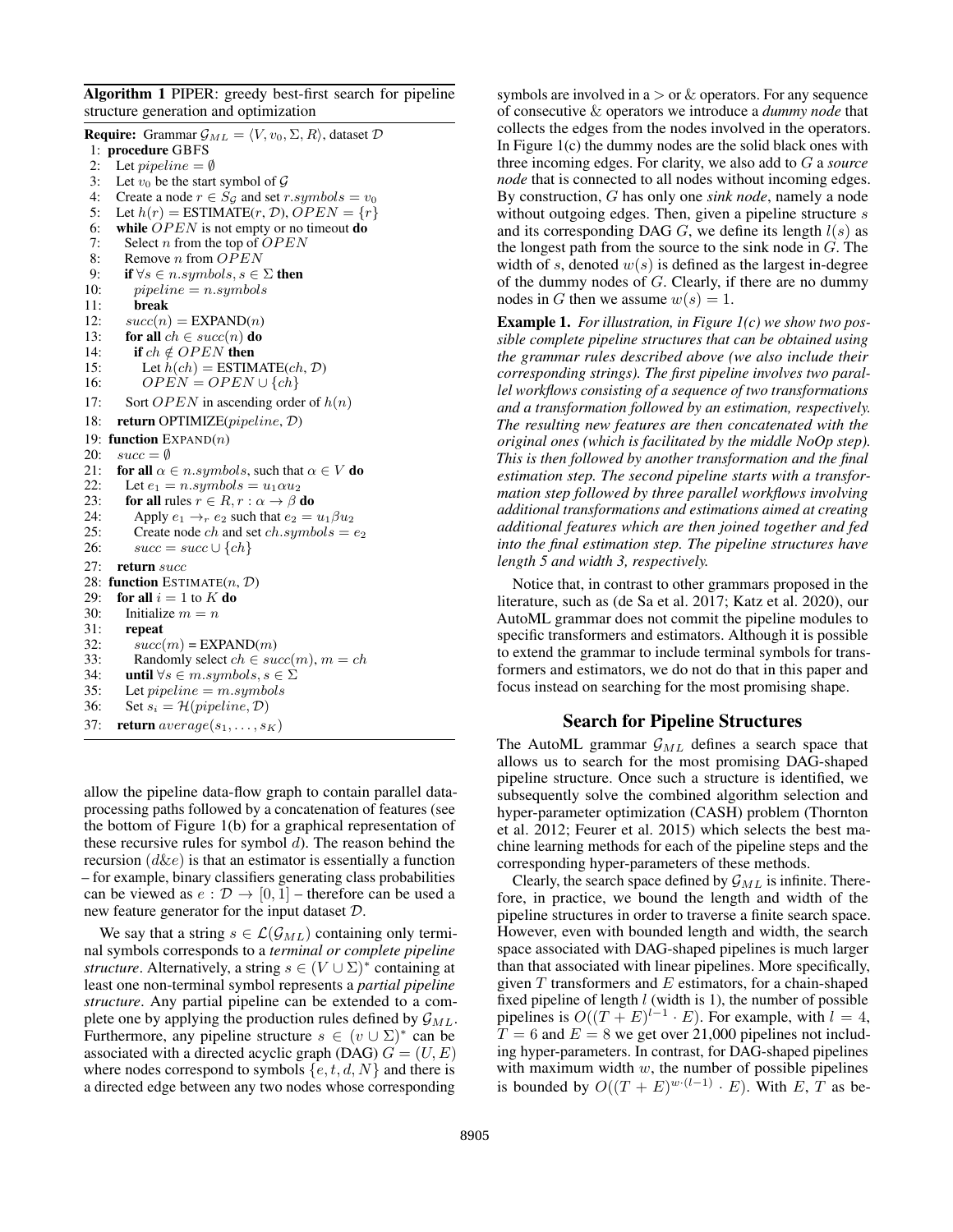**Algorithm 1** PIPER: greedy best-first search for pipeline structure generation and optimization

```
Require: Grammar G_ML = ⟨V, v_0, Σ, R⟩, dataset D
 1: procedure GBFS
 2:   Let pipeline = ∅
 3:   Let v_0 be the start symbol of G
 4:   Create a node r ∈ S_G and set r.symbols = v_0
 5:   Let h(r) = ESTIMATE(r, D), OPEN = {r}
 6:   while OPEN is not empty or no timeout do
 7:     Select n from the top of OPEN
 8:     Remove n from OPEN
 9:     if ∀s ∈ n.symbols, s ∈ Σ then
10:       pipeline = n.symbols
11:       break
12:     succ(n) = EXPAND(n)
13:     for all ch ∈ succ(n) do
14:       if ch ∉ OPEN then
15:         Let h(ch) = ESTIMATE(ch, D)
16:         OPEN = OPEN ∪ {ch}
17:     Sort OPEN in ascending order of h(n)
18:   return OPTIMIZE(pipeline, D)
19: function EXPAND(n)
20:   succ = ∅
21:   for all α ∈ n.symbols, such that α ∈ V do
22:     Let e_1 = n.symbols = u_1 α u_2
23:     for all rules r ∈ R, r : α → β do
24:       Apply e_1 →_r e_2 such that e_2 = u_1 β u_2
25:       Create node ch and set ch.symbols = e_2
26:       succ = succ ∪ {ch}
27:   return succ
28: function ESTIMATE(n, D)
29:   for all i = 1 to K do
30:     Initialize m = n
31:     repeat
32:       succ(m) = EXPAND(m)
33:       Randomly select ch ∈ succ(m), m = ch
34:     until ∀s ∈ m.symbols, s ∈ Σ
35:     Let pipeline = m.symbols
36:     Set s_i = H(pipeline, D)
37:   return average(s_1, ..., s_K)
```

allow the pipeline data-flow graph to contain parallel data-processing paths followed by a concatenation of features (see the bottom of Figure 1(b) for a graphical representation of these recursive rules for symbol $d$). The reason behind the recursion ($d\&e$) is that an estimator is essentially a function – for example, binary classifiers generating class probabilities can be viewed as $e : \mathcal{D} \rightarrow [0, 1]$ – therefore can be used a new feature generator for the input dataset $\mathcal{D}$.

We say that a string $s \in \mathcal{L}(\mathcal{G}_{ML})$ containing only terminal symbols corresponds to a *terminal or complete pipeline structure*. Alternatively, a string $s \in (V \cup \Sigma)^*$ containing at least one non-terminal symbol represents a *partial pipeline structure*. Any partial pipeline can be extended to a complete one by applying the production rules defined by $\mathcal{G}_{ML}$. Furthermore, any pipeline structure $s \in (v \cup \Sigma)^*$ can be associated with a directed acyclic graph (DAG) $G = (U, E)$ where nodes correspond to symbols $\{e, t, d, N\}$ and there is a directed edge between any two nodes whose corresponding symbols are involved in a $>$ or $\&$ operators. For any sequence of consecutive $\&$ operators we introduce a *dummy node* that collects the edges from the nodes involved in the operators. In Figure 1(c) the dummy nodes are the solid black ones with three incoming edges. For clarity, we also add to $G$ a *source node* that is connected to all nodes without incoming edges. By construction, $G$ has only one *sink node*, namely a node without outgoing edges. Then, given a pipeline structure $s$ and its corresponding DAG $G$, we define its length $l(s)$ as the longest path from the source to the sink node in $G$. The width of $s$, denoted $w(s)$ is defined as the largest in-degree of the dummy nodes of $G$. Clearly, if there are no dummy nodes in $G$ then we assume $w(s) = 1$.

**Example 1.** *For illustration, in Figure 1(c) we show two possible complete pipeline structures that can be obtained using the grammar rules described above (we also include their corresponding strings). The first pipeline involves two parallel workflows consisting of a sequence of two transformations and a transformation followed by an estimation, respectively. The resulting new features are then concatenated with the original ones (which is facilitated by the middle NoOp step). This is then followed by another transformation and the final estimation step. The second pipeline starts with a transformation step followed by three parallel workflows involving additional transformations and estimations aimed at creating additional features which are then joined together and fed into the final estimation step. The pipeline structures have length 5 and width 3, respectively.*

Notice that, in contrast to other grammars proposed in the literature, such as (de Sa et al. 2017; Katz et al. 2020), our AutoML grammar does not commit the pipeline modules to specific transformers and estimators. Although it is possible to extend the grammar to include terminal symbols for transformers and estimators, we do not do that in this paper and focus instead on searching for the most promising shape.

## Search for Pipeline Structures

The AutoML grammar $\mathcal{G}_{ML}$ defines a search space that allows us to search for the most promising DAG-shaped pipeline structure. Once such a structure is identified, we subsequently solve the combined algorithm selection and hyper-parameter optimization (CASH) problem (Thornton et al. 2012; Feurer et al. 2015) which selects the best machine learning methods for each of the pipeline steps and the corresponding hyper-parameters of these methods.

Clearly, the search space defined by $\mathcal{G}_{ML}$ is infinite. Therefore, in practice, we bound the length and width of the pipeline structures in order to traverse a finite search space. However, even with bounded length and width, the search space associated with DAG-shaped pipelines is much larger than that associated with linear pipelines. More specifically, given $T$ transformers and $E$ estimators, for a chain-shaped fixed pipeline of length $l$ (width is 1), the number of possible pipelines is $O((T + E)^{l-1} \cdot E)$. For example, with $l = 4$, $T = 6$ and $E = 8$ we get over 21,000 pipelines not including hyper-parameters. In contrast, for DAG-shaped pipelines with maximum width $w$, the number of possible pipelines is bounded by $O((T + E)^{w \cdot (l-1)} \cdot E)$. With $E$, $T$ as be-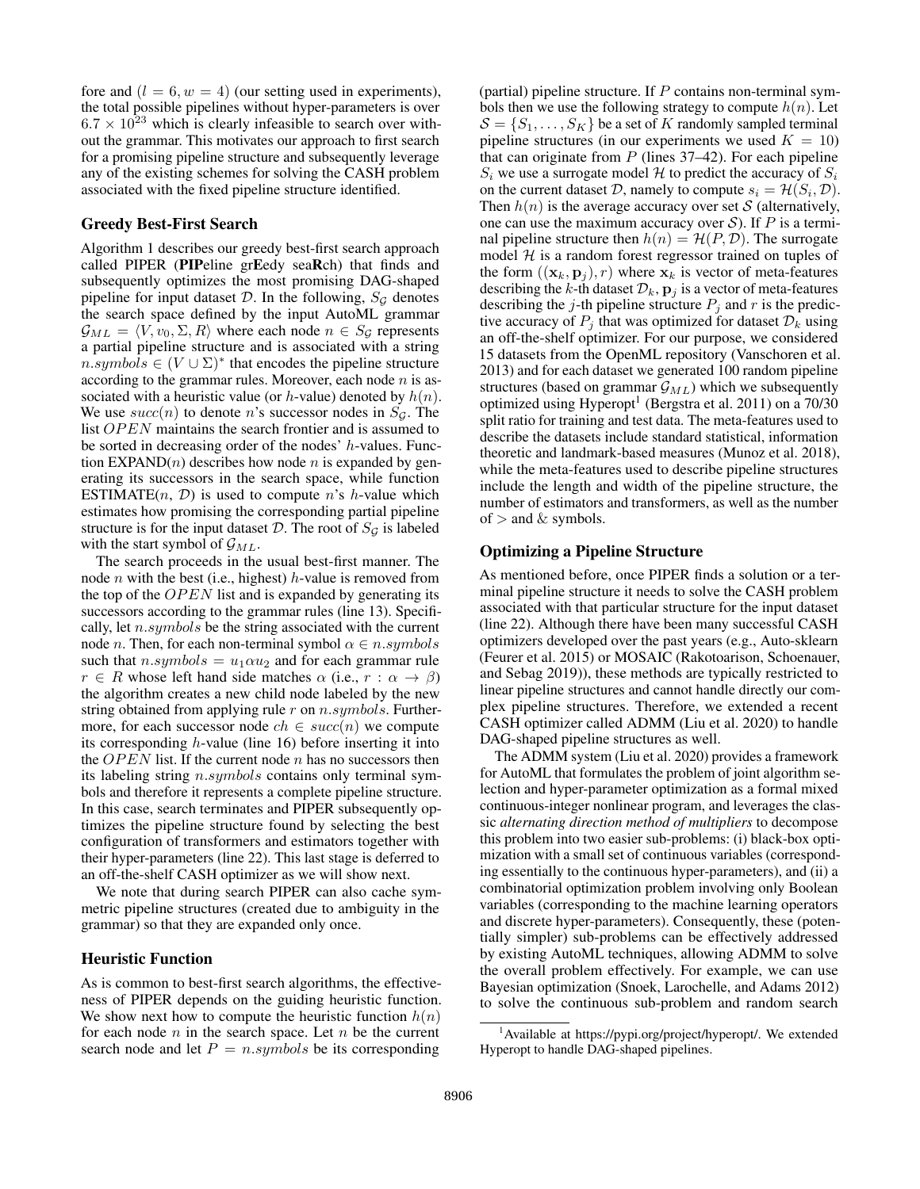fore and ($l = 6, w = 4$) (our setting used in experiments), the total possible pipelines without hyper-parameters is over $6.7 \times 10^{23}$ which is clearly infeasible to search over without the grammar. This motivates our approach to first search for a promising pipeline structure and subsequently leverage any of the existing schemes for solving the CASH problem associated with the fixed pipeline structure identified.

## Greedy Best-First Search

Algorithm 1 describes our greedy best-first search approach called PIPER (**PIP**eline gr**E**edy sea**R**ch) that finds and subsequently optimizes the most promising DAG-shaped pipeline for input dataset $\mathcal{D}$. In the following, $S_\mathcal{G}$ denotes the search space defined by the input AutoML grammar $\mathcal{G}_{ML} = \langle V, v_0, \Sigma, R \rangle$ where each node $n \in S_\mathcal{G}$ represents a partial pipeline structure and is associated with a string $n.symbols \in (V \cup \Sigma)^*$ that encodes the pipeline structure according to the grammar rules. Moreover, each node $n$ is associated with a heuristic value (or $h$-value) denoted by $h(n)$. We use $succ(n)$ to denote $n$'s successor nodes in $S_\mathcal{G}$. The list $OPEN$ maintains the search frontier and is assumed to be sorted in decreasing order of the nodes' $h$-values. Function EXPAND($n$) describes how node $n$ is expanded by generating its successors in the search space, while function ESTIMATE($n$, $\mathcal{D}$) is used to compute $n$'s $h$-value which estimates how promising the corresponding partial pipeline structure is for the input dataset $\mathcal{D}$. The root of $S_\mathcal{G}$ is labeled with the start symbol of $\mathcal{G}_{ML}$.

The search proceeds in the usual best-first manner. The node $n$ with the best (i.e., highest) $h$-value is removed from the top of the $OPEN$ list and is expanded by generating its successors according to the grammar rules (line 13). Specifically, let $n.symbols$ be the string associated with the current node $n$. Then, for each non-terminal symbol $\alpha \in n.symbols$ such that $n.symbols = u_1 \alpha u_2$ and for each grammar rule $r \in R$ whose left hand side matches $\alpha$ (i.e., $r : \alpha \rightarrow \beta$) the algorithm creates a new child node labeled by the new string obtained from applying rule $r$ on $n.symbols$. Furthermore, for each successor node $ch \in succ(n)$ we compute its corresponding $h$-value (line 16) before inserting it into the $OPEN$ list. If the current node $n$ has no successors then its labeling string $n.symbols$ contains only terminal symbols and therefore it represents a complete pipeline structure. In this case, search terminates and PIPER subsequently optimizes the pipeline structure found by selecting the best configuration of transformers and estimators together with their hyper-parameters (line 22). This last stage is deferred to an off-the-shelf CASH optimizer as we will show next.

We note that during search PIPER can also cache symmetric pipeline structures (created due to ambiguity in the grammar) so that they are expanded only once.

## Heuristic Function

As is common to best-first search algorithms, the effectiveness of PIPER depends on the guiding heuristic function. We show next how to compute the heuristic function $h(n)$ for each node $n$ in the search space. Let $n$ be the current search node and let $P = n.symbols$ be its corresponding (partial) pipeline structure. If $P$ contains non-terminal symbols then we use the following strategy to compute $h(n)$. Let $\mathcal{S} = \{S_1, \ldots, S_K\}$ be a set of $K$ randomly sampled terminal pipeline structures (in our experiments we used $K = 10$) that can originate from $P$ (lines 37–42). For each pipeline $S_i$ we use a surrogate model $\mathcal{H}$ to predict the accuracy of $S_i$ on the current dataset $\mathcal{D}$, namely to compute $s_i = \mathcal{H}(S_i, \mathcal{D})$. Then $h(n)$ is the average accuracy over set $\mathcal{S}$ (alternatively, one can use the maximum accuracy over $\mathcal{S}$). If $P$ is a terminal pipeline structure then $h(n) = \mathcal{H}(P, \mathcal{D})$. The surrogate model $\mathcal{H}$ is a random forest regressor trained on tuples of the form $((\mathbf{x}_k, \mathbf{p}_j), r)$ where $\mathbf{x}_k$ is vector of meta-features describing the $k$-th dataset $\mathcal{D}_k$, $\mathbf{p}_j$ is a vector of meta-features describing the $j$-th pipeline structure $P_j$ and $r$ is the predictive accuracy of $P_j$ that was optimized for dataset $\mathcal{D}_k$ using an off-the-shelf optimizer. For our purpose, we considered 15 datasets from the OpenML repository (Vanschoren et al. 2013) and for each dataset we generated 100 random pipeline structures (based on grammar $\mathcal{G}_{ML}$) which we subsequently optimized using Hyperopt[1] (Bergstra et al. 2011) on a 70/30 split ratio for training and test data. The meta-features used to describe the datasets include standard statistical, information theoretic and landmark-based measures (Munoz et al. 2018), while the meta-features used to describe pipeline structures include the length and width of the pipeline structure, the number of estimators and transformers, as well as the number of $>$ and & symbols.

## Optimizing a Pipeline Structure

As mentioned before, once PIPER finds a solution or a terminal pipeline structure it needs to solve the CASH problem associated with that particular structure for the input dataset (line 22). Although there have been many successful CASH optimizers developed over the past years (e.g., Auto-sklearn (Feurer et al. 2015) or MOSAIC (Rakotoarison, Schoenauer, and Sebag 2019)), these methods are typically restricted to linear pipeline structures and cannot handle directly our complex pipeline structures. Therefore, we extended a recent CASH optimizer called ADMM (Liu et al. 2020) to handle DAG-shaped pipeline structures as well.

The ADMM system (Liu et al. 2020) provides a framework for AutoML that formulates the problem of joint algorithm selection and hyper-parameter optimization as a formal mixed continuous-integer nonlinear program, and leverages the classic *alternating direction method of multipliers* to decompose this problem into two easier sub-problems: (i) black-box optimization with a small set of continuous variables (corresponding essentially to the continuous hyper-parameters), and (ii) a combinatorial optimization problem involving only Boolean variables (corresponding to the machine learning operators and discrete hyper-parameters). Consequently, these (potentially simpler) sub-problems can be effectively addressed by existing AutoML techniques, allowing ADMM to solve the overall problem effectively. For example, we can use Bayesian optimization (Snoek, Larochelle, and Adams 2012) to solve the continuous sub-problem and random search

[1] Available at https://pypi.org/project/hyperopt/. We extended Hyperopt to handle DAG-shaped pipelines.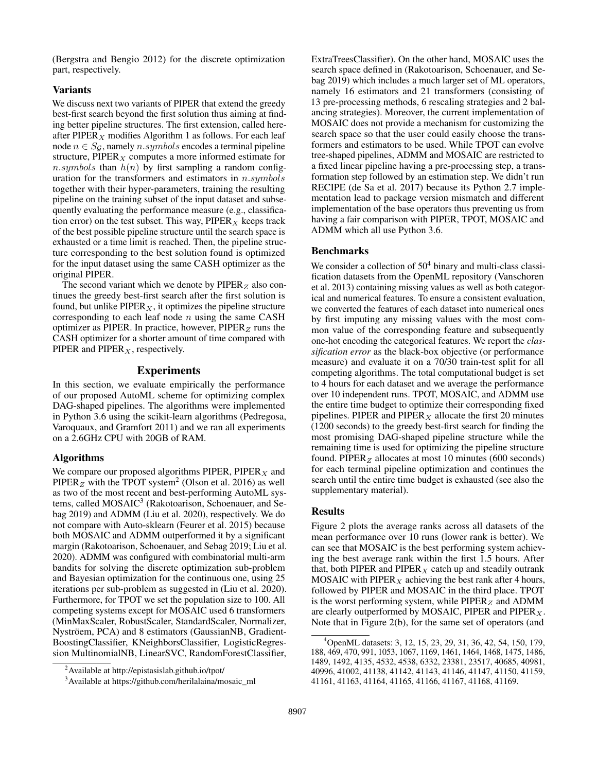(Bergstra and Bengio 2012) for the discrete optimization part, respectively.

### Variants

We discuss next two variants of PIPER that extend the greedy best-first search beyond the first solution thus aiming at finding better pipeline structures. The first extension, called hereafter PIPER$_X$ modifies Algorithm 1 as follows. For each leaf node $n \in S_{\mathcal{G}}$, namely $n.symbols$ encodes a terminal pipeline structure, PIPER$_X$ computes a more informed estimate for $n.symbols$ than $h(n)$ by first sampling a random configuration for the transformers and estimators in $n.symbols$ together with their hyper-parameters, training the resulting pipeline on the training subset of the input dataset and subsequently evaluating the performance measure (e.g., classification error) on the test subset. This way, PIPER$_X$ keeps track of the best possible pipeline structure until the search space is exhausted or a time limit is reached. Then, the pipeline structure corresponding to the best solution found is optimized for the input dataset using the same CASH optimizer as the original PIPER.

The second variant which we denote by PIPER$_Z$ also continues the greedy best-first search after the first solution is found, but unlike PIPER$_X$, it optimizes the pipeline structure corresponding to each leaf node $n$ using the same CASH optimizer as PIPER. In practice, however, PIPER$_Z$ runs the CASH optimizer for a shorter amount of time compared with PIPER and PIPER$_X$, respectively.

## Experiments

In this section, we evaluate empirically the performance of our proposed AutoML scheme for optimizing complex DAG-shaped pipelines. The algorithms were implemented in Python 3.6 using the scikit-learn algorithms (Pedregosa, Varoquaux, and Gramfort 2011) and we ran all experiments on a 2.6GHz CPU with 20GB of RAM.

### Algorithms

We compare our proposed algorithms PIPER, PIPER$_X$ and PIPER$_Z$ with the TPOT system[2] (Olson et al. 2016) as well as two of the most recent and best-performing AutoML systems, called MOSAIC[3] (Rakotoarison, Schoenauer, and Sebag 2019) and ADMM (Liu et al. 2020), respectively. We do not compare with Auto-sklearn (Feurer et al. 2015) because both MOSAIC and ADMM outperformed it by a significant margin (Rakotoarison, Schoenauer, and Sebag 2019; Liu et al. 2020). ADMM was configured with combinatorial multi-arm bandits for solving the discrete optimization sub-problem and Bayesian optimization for the continuous one, using 25 iterations per sub-problem as suggested in (Liu et al. 2020). Furthermore, for TPOT we set the population size to 100. All competing systems except for MOSAIC used 6 transformers (MinMaxScaler, RobustScaler, StandardScaler, Normalizer, Nyströem, PCA) and 8 estimators (GaussianNB, GradientBoostingClassifier, KNeighborsClassifier, LogisticRegression MultinomialNB, LinearSVC, RandomForestClassifier, ExtraTreesClassifier). On the other hand, MOSAIC uses the search space defined in (Rakotoarison, Schoenauer, and Sebag 2019) which includes a much larger set of ML operators, namely 16 estimators and 21 transformers (consisting of 13 pre-processing methods, 6 rescaling strategies and 2 balancing strategies). Moreover, the current implementation of MOSAIC does not provide a mechanism for customizing the search space so that the user could easily choose the transformers and estimators to be used. While TPOT can evolve tree-shaped pipelines, ADMM and MOSAIC are restricted to a fixed linear pipeline having a pre-processing step, a transformation step followed by an estimation step. We didn't run RECIPE (de Sa et al. 2017) because its Python 2.7 implementation lead to package version mismatch and different implementation of the base operators thus preventing us from having a fair comparison with PIPER, TPOT, MOSAIC and ADMM which all use Python 3.6.

### Benchmarks

We consider a collection of 50[4] binary and multi-class classification datasets from the OpenML repository (Vanschoren et al. 2013) containing missing values as well as both categorical and numerical features. To ensure a consistent evaluation, we converted the features of each dataset into numerical ones by first imputing any missing values with the most common value of the corresponding feature and subsequently one-hot encoding the categorical features. We report the *classification error* as the black-box objective (or performance measure) and evaluate it on a 70/30 train-test split for all competing algorithms. The total computational budget is set to 4 hours for each dataset and we average the performance over 10 independent runs. TPOT, MOSAIC, and ADMM use the entire time budget to optimize their corresponding fixed pipelines. PIPER and PIPER$_X$ allocate the first 20 minutes (1200 seconds) to the greedy best-first search for finding the most promising DAG-shaped pipeline structure while the remaining time is used for optimizing the pipeline structure found. PIPER$_Z$ allocates at most 10 minutes (600 seconds) for each terminal pipeline optimization and continues the search until the entire time budget is exhausted (see also the supplementary material).

### Results

Figure 2 plots the average ranks across all datasets of the mean performance over 10 runs (lower rank is better). We can see that MOSAIC is the best performing system achieving the best average rank within the first 1.5 hours. After that, both PIPER and PIPER$_X$ catch up and steadily outrank MOSAIC with PIPER$_X$ achieving the best rank after 4 hours, followed by PIPER and MOSAIC in the third place. TPOT is the worst performing system, while PIPER$_Z$ and ADMM are clearly outperformed by MOSAIC, PIPER and PIPER$_X$. Note that in Figure 2(b), for the same set of operators (and

[2] Available at http://epistasislab.github.io/tpot/

[3] Available at https://github.com/herilalaina/mosaic_ml

[4] OpenML datasets: 3, 12, 15, 23, 29, 31, 36, 42, 54, 150, 179, 188, 469, 470, 991, 1053, 1067, 1169, 1461, 1464, 1468, 1475, 1486, 1489, 1492, 4135, 4532, 4538, 6332, 23381, 23517, 40685, 40981, 40996, 41002, 41138, 41142, 41143, 41146, 41147, 41150, 41159, 41161, 41163, 41164, 41165, 41166, 41167, 41168, 41169.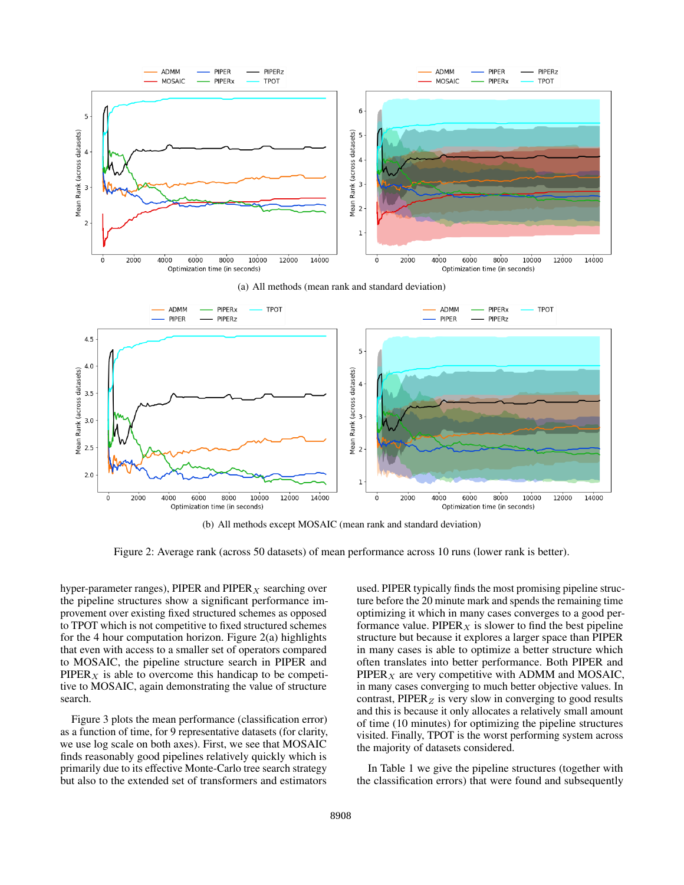(a) All methods (mean rank and standard deviation)

(b) All methods except MOSAIC (mean rank and standard deviation)

Figure 2: Average rank (across 50 datasets) of mean performance across 10 runs (lower rank is better).

hyper-parameter ranges), PIPER and PIPER$_X$ searching over the pipeline structures show a significant performance improvement over existing fixed structured schemes as opposed to TPOT which is not competitive to fixed structured schemes for the 4 hour computation horizon. Figure 2(a) highlights that even with access to a smaller set of operators compared to MOSAIC, the pipeline structure search in PIPER and PIPER$_X$ is able to overcome this handicap to be competitive to MOSAIC, again demonstrating the value of structure search.

Figure 3 plots the mean performance (classification error) as a function of time, for 9 representative datasets (for clarity, we use log scale on both axes). First, we see that MOSAIC finds reasonably good pipelines relatively quickly which is primarily due to its effective Monte-Carlo tree search strategy but also to the extended set of transformers and estimators used. PIPER typically finds the most promising pipeline structure before the 20 minute mark and spends the remaining time optimizing it which in many cases converges to a good performance value. PIPER$_X$ is slower to find the best pipeline structure but because it explores a larger space than PIPER in many cases is able to optimize a better structure which often translates into better performance. Both PIPER and PIPER$_X$ are very competitive with ADMM and MOSAIC, in many cases converging to much better objective values. In contrast, PIPER$_Z$ is very slow in converging to good results and this is because it only allocates a relatively small amount of time (10 minutes) for optimizing the pipeline structures visited. Finally, TPOT is the worst performing system across the majority of datasets considered.

In Table 1 we give the pipeline structures (together with the classification errors) that were found and subsequently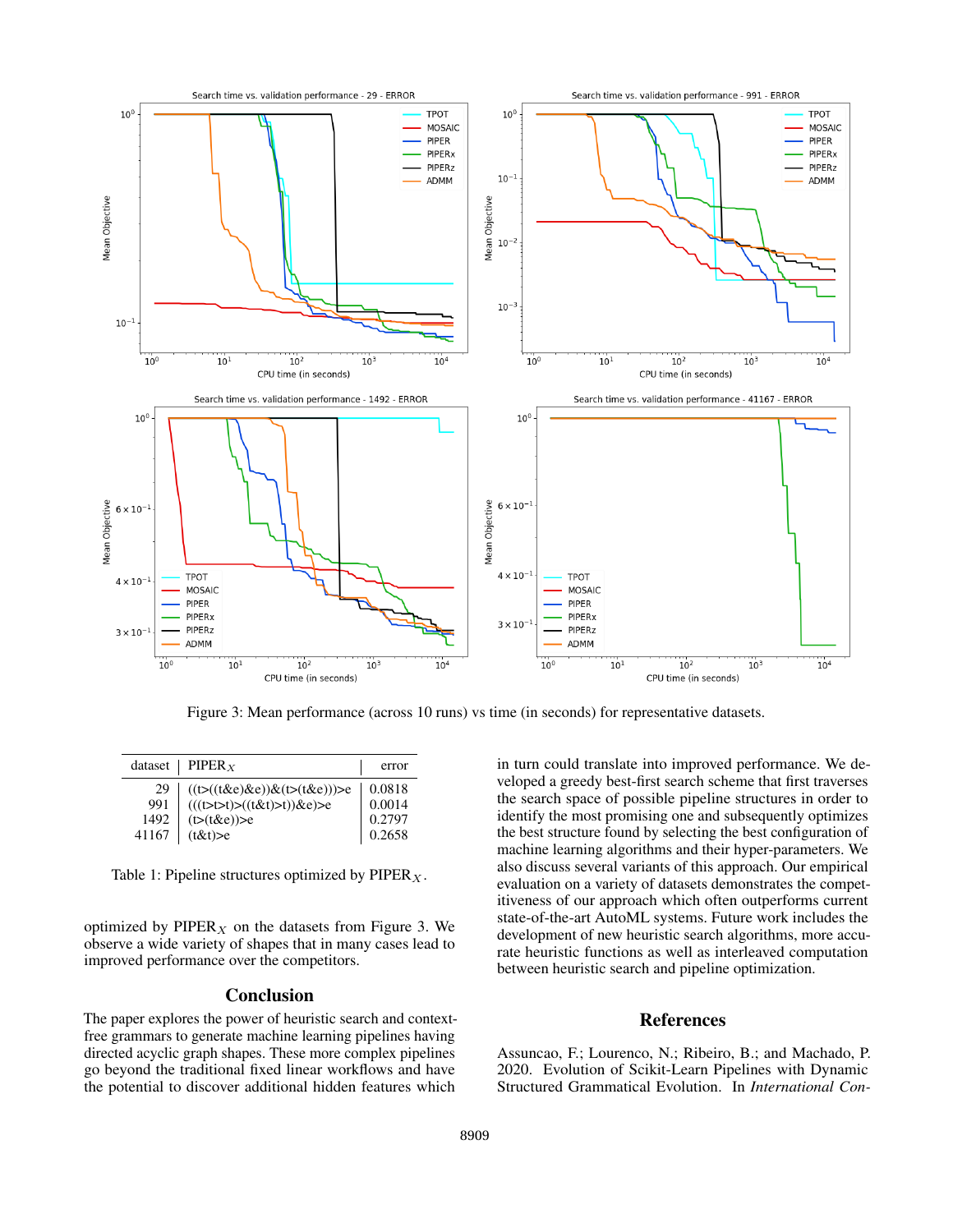Figure 3: Mean performance (across 10 runs) vs time (in seconds) for representative datasets.

| dataset | PIPER$_X$ | error |
|---|---|---|
| 29 | ((t>((t&e)&e))&(t>(t&e)))>e | 0.0818 |
| 991 | (((t>t>t)>((t&t)>t))&e)>e | 0.0014 |
| 1492 | (t>(t&e))>e | 0.2797 |
| 41167 | (t&t)>e | 0.2658 |

Table 1: Pipeline structures optimized by PIPER$_X$.

optimized by PIPER$_X$ on the datasets from Figure 3. We observe a wide variety of shapes that in many cases lead to improved performance over the competitors.

## Conclusion

The paper explores the power of heuristic search and context-free grammars to generate machine learning pipelines having directed acyclic graph shapes. These more complex pipelines go beyond the traditional fixed linear workflows and have the potential to discover additional hidden features which in turn could translate into improved performance. We developed a greedy best-first search scheme that first traverses the search space of possible pipeline structures in order to identify the most promising one and subsequently optimizes the best structure found by selecting the best configuration of machine learning algorithms and their hyper-parameters. We also discuss several variants of this approach. Our empirical evaluation on a variety of datasets demonstrates the competitiveness of our approach which often outperforms current state-of-the-art AutoML systems. Future work includes the development of new heuristic search algorithms, more accurate heuristic functions as well as interleaved computation between heuristic search and pipeline optimization.

## References

Assuncao, F.; Lourenco, N.; Ribeiro, B.; and Machado, P. 2020. Evolution of Scikit-Learn Pipelines with Dynamic Structured Grammatical Evolution. In *International Con-*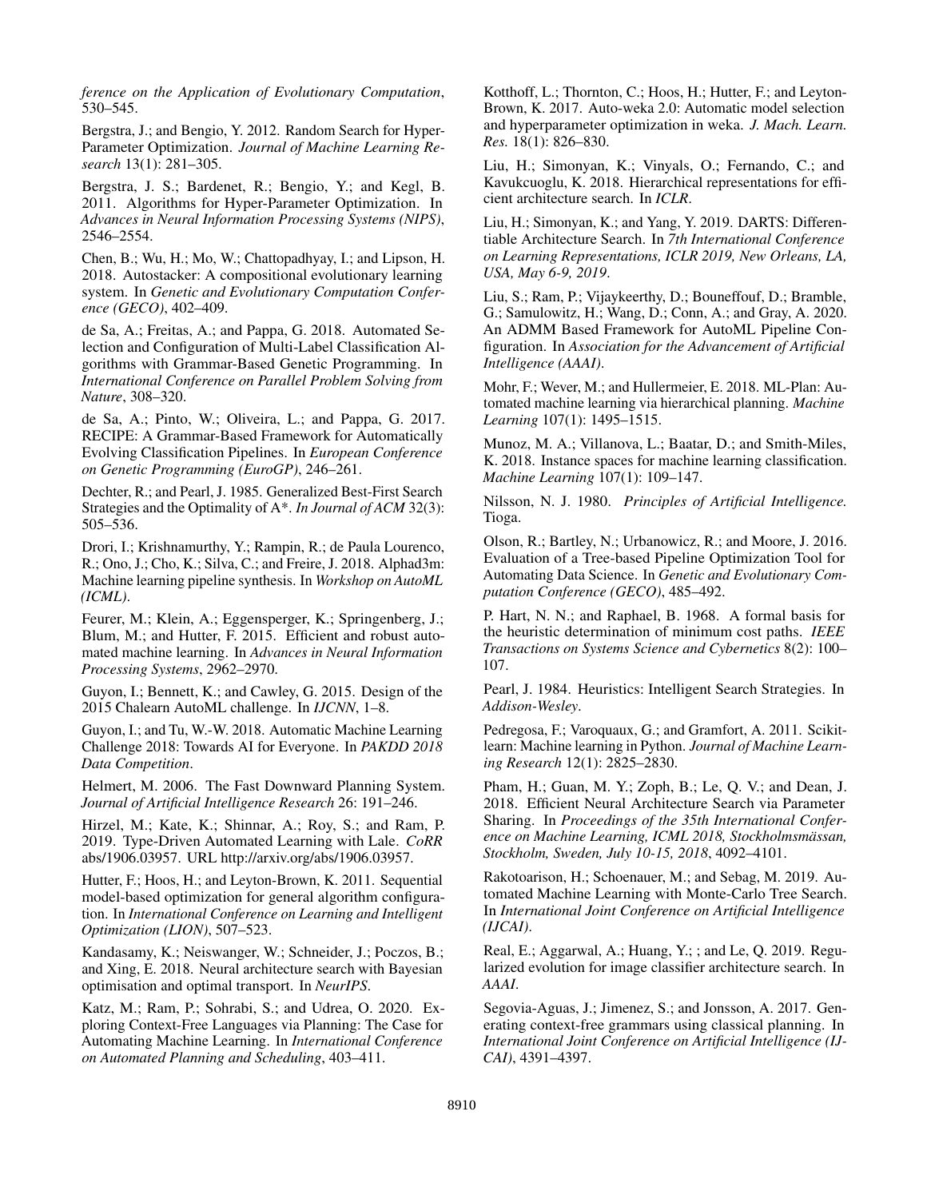*ference on the Application of Evolutionary Computation*, 530–545.

Bergstra, J.; and Bengio, Y. 2012. Random Search for Hyper-Parameter Optimization. *Journal of Machine Learning Research* 13(1): 281–305.

Bergstra, J. S.; Bardenet, R.; Bengio, Y.; and Kegl, B. 2011. Algorithms for Hyper-Parameter Optimization. In *Advances in Neural Information Processing Systems (NIPS)*, 2546–2554.

Chen, B.; Wu, H.; Mo, W.; Chattopadhyay, I.; and Lipson, H. 2018. Autostacker: A compositional evolutionary learning system. In *Genetic and Evolutionary Computation Conference (GECO)*, 402–409.

de Sa, A.; Freitas, A.; and Pappa, G. 2018. Automated Selection and Configuration of Multi-Label Classification Algorithms with Grammar-Based Genetic Programming. In *International Conference on Parallel Problem Solving from Nature*, 308–320.

de Sa, A.; Pinto, W.; Oliveira, L.; and Pappa, G. 2017. RECIPE: A Grammar-Based Framework for Automatically Evolving Classification Pipelines. In *European Conference on Genetic Programming (EuroGP)*, 246–261.

Dechter, R.; and Pearl, J. 1985. Generalized Best-First Search Strategies and the Optimality of A*. *In Journal of ACM* 32(3): 505–536.

Drori, I.; Krishnamurthy, Y.; Rampin, R.; de Paula Lourenco, R.; Ono, J.; Cho, K.; Silva, C.; and Freire, J. 2018. Alphad3m: Machine learning pipeline synthesis. In *Workshop on AutoML (ICML)*.

Feurer, M.; Klein, A.; Eggensperger, K.; Springenberg, J.; Blum, M.; and Hutter, F. 2015. Efficient and robust automated machine learning. In *Advances in Neural Information Processing Systems*, 2962–2970.

Guyon, I.; Bennett, K.; and Cawley, G. 2015. Design of the 2015 Chalearn AutoML challenge. In *IJCNN*, 1–8.

Guyon, I.; and Tu, W.-W. 2018. Automatic Machine Learning Challenge 2018: Towards AI for Everyone. In *PAKDD 2018 Data Competition*.

Helmert, M. 2006. The Fast Downward Planning System. *Journal of Artificial Intelligence Research* 26: 191–246.

Hirzel, M.; Kate, K.; Shinnar, A.; Roy, S.; and Ram, P. 2019. Type-Driven Automated Learning with Lale. *CoRR* abs/1906.03957. URL http://arxiv.org/abs/1906.03957.

Hutter, F.; Hoos, H.; and Leyton-Brown, K. 2011. Sequential model-based optimization for general algorithm configuration. In *International Conference on Learning and Intelligent Optimization (LION)*, 507–523.

Kandasamy, K.; Neiswanger, W.; Schneider, J.; Poczos, B.; and Xing, E. 2018. Neural architecture search with Bayesian optimisation and optimal transport. In *NeurIPS*.

Katz, M.; Ram, P.; Sohrabi, S.; and Udrea, O. 2020. Exploring Context-Free Languages via Planning: The Case for Automating Machine Learning. In *International Conference on Automated Planning and Scheduling*, 403–411.

Kotthoff, L.; Thornton, C.; Hoos, H.; Hutter, F.; and Leyton-Brown, K. 2017. Auto-weka 2.0: Automatic model selection and hyperparameter optimization in weka. *J. Mach. Learn. Res.* 18(1): 826–830.

Liu, H.; Simonyan, K.; Vinyals, O.; Fernando, C.; and Kavukcuoglu, K. 2018. Hierarchical representations for efficient architecture search. In *ICLR*.

Liu, H.; Simonyan, K.; and Yang, Y. 2019. DARTS: Differentiable Architecture Search. In *7th International Conference on Learning Representations, ICLR 2019, New Orleans, LA, USA, May 6-9, 2019*.

Liu, S.; Ram, P.; Vijaykeerthy, D.; Bouneffouf, D.; Bramble, G.; Samulowitz, H.; Wang, D.; Conn, A.; and Gray, A. 2020. An ADMM Based Framework for AutoML Pipeline Configuration. In *Association for the Advancement of Artificial Intelligence (AAAI)*.

Mohr, F.; Wever, M.; and Hullermeier, E. 2018. ML-Plan: Automated machine learning via hierarchical planning. *Machine Learning* 107(1): 1495–1515.

Munoz, M. A.; Villanova, L.; Baatar, D.; and Smith-Miles, K. 2018. Instance spaces for machine learning classification. *Machine Learning* 107(1): 109–147.

Nilsson, N. J. 1980. *Principles of Artificial Intelligence.* Tioga.

Olson, R.; Bartley, N.; Urbanowicz, R.; and Moore, J. 2016. Evaluation of a Tree-based Pipeline Optimization Tool for Automating Data Science. In *Genetic and Evolutionary Computation Conference (GECO)*, 485–492.

P. Hart, N. N.; and Raphael, B. 1968. A formal basis for the heuristic determination of minimum cost paths. *IEEE Transactions on Systems Science and Cybernetics* 8(2): 100–107.

Pearl, J. 1984. Heuristics: Intelligent Search Strategies. In *Addison-Wesley*.

Pedregosa, F.; Varoquaux, G.; and Gramfort, A. 2011. Scikit-learn: Machine learning in Python. *Journal of Machine Learning Research* 12(1): 2825–2830.

Pham, H.; Guan, M. Y.; Zoph, B.; Le, Q. V.; and Dean, J. 2018. Efficient Neural Architecture Search via Parameter Sharing. In *Proceedings of the 35th International Conference on Machine Learning, ICML 2018, Stockholmsmässan, Stockholm, Sweden, July 10-15, 2018*, 4092–4101.

Rakotoarison, H.; Schoenauer, M.; and Sebag, M. 2019. Automated Machine Learning with Monte-Carlo Tree Search. In *International Joint Conference on Artificial Intelligence (IJCAI)*.

Real, E.; Aggarwal, A.; Huang, Y.; ; and Le, Q. 2019. Regularized evolution for image classifier architecture search. In *AAAI*.

Segovia-Aguas, J.; Jimenez, S.; and Jonsson, A. 2017. Generating context-free grammars using classical planning. In *International Joint Conference on Artificial Intelligence (IJCAI)*, 4391–4397.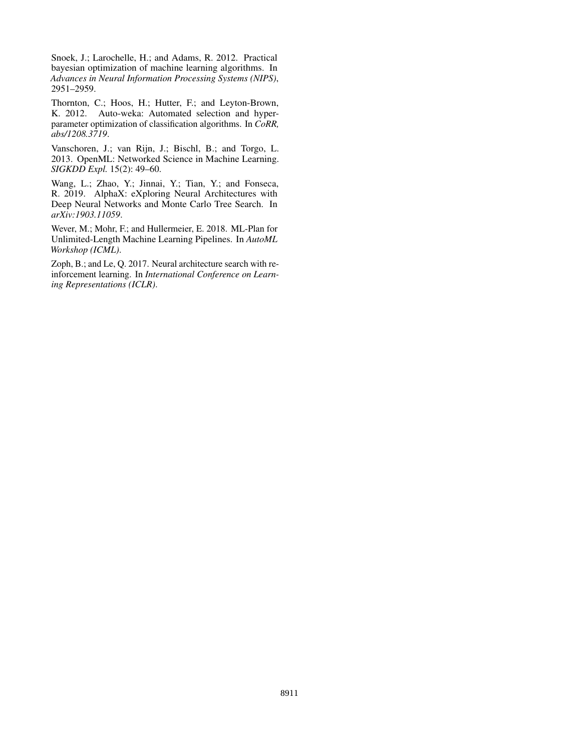Snoek, J.; Larochelle, H.; and Adams, R. 2012. Practical bayesian optimization of machine learning algorithms. In *Advances in Neural Information Processing Systems (NIPS)*, 2951–2959.

Thornton, C.; Hoos, H.; Hutter, F.; and Leyton-Brown, K. 2012. Auto-weka: Automated selection and hyper-parameter optimization of classification algorithms. In *CoRR, abs/1208.3719*.

Vanschoren, J.; van Rijn, J.; Bischl, B.; and Torgo, L. 2013. OpenML: Networked Science in Machine Learning. *SIGKDD Expl.* 15(2): 49–60.

Wang, L.; Zhao, Y.; Jinnai, Y.; Tian, Y.; and Fonseca, R. 2019. AlphaX: eXploring Neural Architectures with Deep Neural Networks and Monte Carlo Tree Search. In *arXiv:1903.11059*.

Wever, M.; Mohr, F.; and Hullermeier, E. 2018. ML-Plan for Unlimited-Length Machine Learning Pipelines. In *AutoML Workshop (ICML)*.

Zoph, B.; and Le, Q. 2017. Neural architecture search with reinforcement learning. In *International Conference on Learning Representations (ICLR)*.